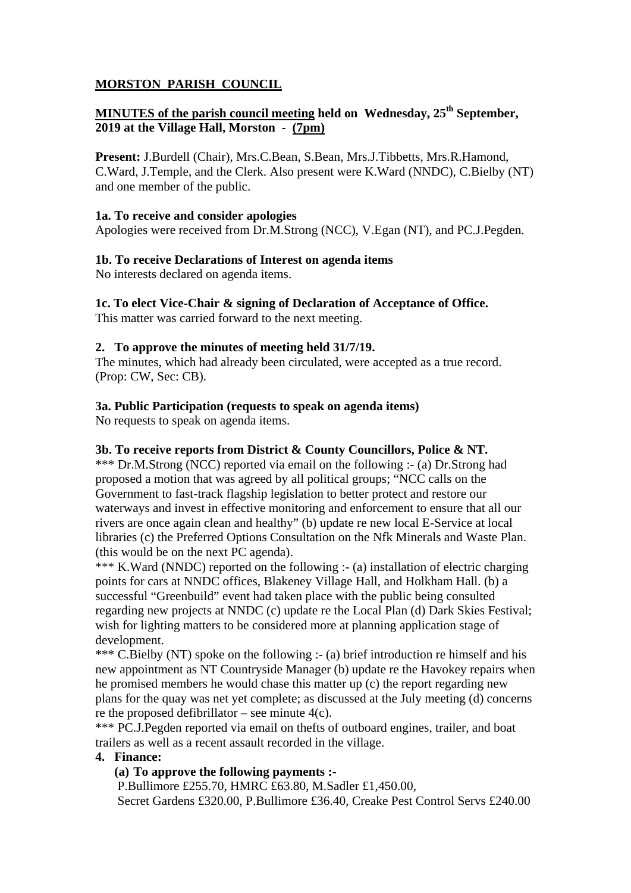# MORSTON PARISH COUNCIL

## MINUTES of the parish council meeting held on Wednesday, 25th September, 2019 at the Village Hall, Morston - (7pm)

**Present:** J.Burdell (Chair), Mrs.C.Bean, S.Bean, Mrs.J.Tibbetts, Mrs.R.Hamond, C.Ward, J.Temple, and the Clerk. Also present were K.Ward (NNDC), C.Bielby (NT) and one member of the public.

**1a. To receive and consider apologies**

Apologies were received from Dr.M.Strong (NCC), V.Egan (NT), and PC.J.Pegden.

**1b. To receive Declarations of Interest on agenda items**

No interests declared on agenda items.

**1c. To elect Vice-Chair & signing of Declaration of Acceptance of Office.**

This matter was carried forward to the next meeting.

**2. To approve the minutes of meeting held 31/7/19.**

The minutes, which had already been circulated, were accepted as a true record. (Prop: CW, Sec: CB).

**3a. Public Participation (requests to speak on agenda items)**

No requests to speak on agenda items.

**3b. To receive reports from District & County Councillors, Police & NT.**

*** Dr.M.Strong (NCC) reported via email on the following :- (a) Dr.Strong had proposed a motion that was agreed by all political groups; "NCC calls on the Government to fast-track flagship legislation to better protect and restore our waterways and invest in effective monitoring and enforcement to ensure that all our rivers are once again clean and healthy" (b) update re new local E-Service at local libraries (c) the Preferred Options Consultation on the Nfk Minerals and Waste Plan. (this would be on the next PC agenda).

*** K.Ward (NNDC) reported on the following :- (a) installation of electric charging points for cars at NNDC offices, Blakeney Village Hall, and Holkham Hall. (b) a successful "Greenbuild" event had taken place with the public being consulted regarding new projects at NNDC (c) update re the Local Plan (d) Dark Skies Festival; wish for lighting matters to be considered more at planning application stage of development.

*** C.Bielby (NT) spoke on the following :- (a) brief introduction re himself and his new appointment as NT Countryside Manager (b) update re the Havokey repairs when he promised members he would chase this matter up (c) the report regarding new plans for the quay was net yet complete; as discussed at the July meeting (d) concerns re the proposed defibrillator – see minute 4(c).

*** PC.J.Pegden reported via email on thefts of outboard engines, trailer, and boat trailers as well as a recent assault recorded in the village.

**4. Finance:**

**(a) To approve the following payments :-**

P.Bullimore £255.70, HMRC £63.80, M.Sadler £1,450.00, Secret Gardens £320.00, P.Bullimore £36.40, Creake Pest Control Servs £240.00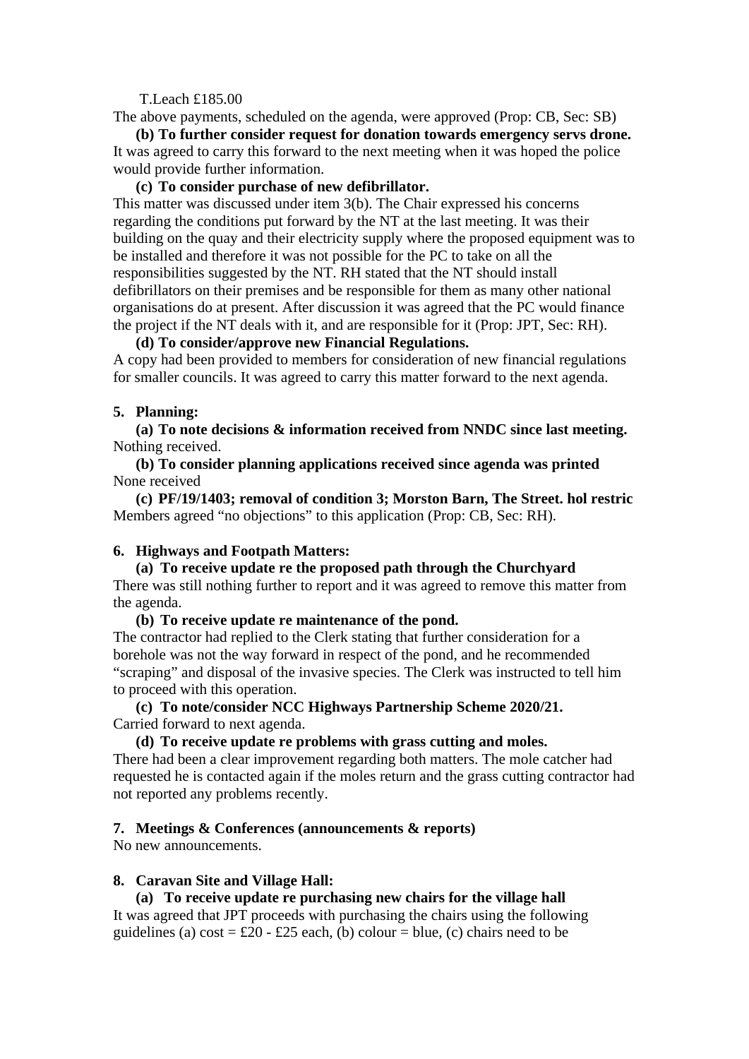T.Leach £185.00

The above payments, scheduled on the agenda, were approved (Prop: CB, Sec: SB)

**(b) To further consider request for donation towards emergency servs drone.**

It was agreed to carry this forward to the next meeting when it was hoped the police would provide further information.

**(c) To consider purchase of new defibrillator.**

This matter was discussed under item 3(b). The Chair expressed his concerns regarding the conditions put forward by the NT at the last meeting. It was their building on the quay and their electricity supply where the proposed equipment was to be installed and therefore it was not possible for the PC to take on all the responsibilities suggested by the NT. RH stated that the NT should install defibrillators on their premises and be responsible for them as many other national organisations do at present. After discussion it was agreed that the PC would finance the project if the NT deals with it, and are responsible for it (Prop: JPT, Sec: RH).

**(d) To consider/approve new Financial Regulations.**

A copy had been provided to members for consideration of new financial regulations for smaller councils. It was agreed to carry this matter forward to the next agenda.

**5. Planning:**

**(a) To note decisions & information received from NNDC since last meeting.**

Nothing received.

**(b) To consider planning applications received since agenda was printed**

None received

**(c) PF/19/1403; removal of condition 3; Morston Barn, The Street. hol restric**

Members agreed "no objections" to this application (Prop: CB, Sec: RH).

**6. Highways and Footpath Matters:**

**(a) To receive update re the proposed path through the Churchyard**

There was still nothing further to report and it was agreed to remove this matter from the agenda.

**(b) To receive update re maintenance of the pond.**

The contractor had replied to the Clerk stating that further consideration for a borehole was not the way forward in respect of the pond, and he recommended "scraping" and disposal of the invasive species. The Clerk was instructed to tell him to proceed with this operation.

**(c) To note/consider NCC Highways Partnership Scheme 2020/21.**

Carried forward to next agenda.

**(d) To receive update re problems with grass cutting and moles.**

There had been a clear improvement regarding both matters. The mole catcher had requested he is contacted again if the moles return and the grass cutting contractor had not reported any problems recently.

**7. Meetings & Conferences (announcements & reports)**

No new announcements.

**8. Caravan Site and Village Hall:**

**(a) To receive update re purchasing new chairs for the village hall**

It was agreed that JPT proceeds with purchasing the chairs using the following guidelines (a) cost = £20 - £25 each, (b) colour = blue, (c) chairs need to be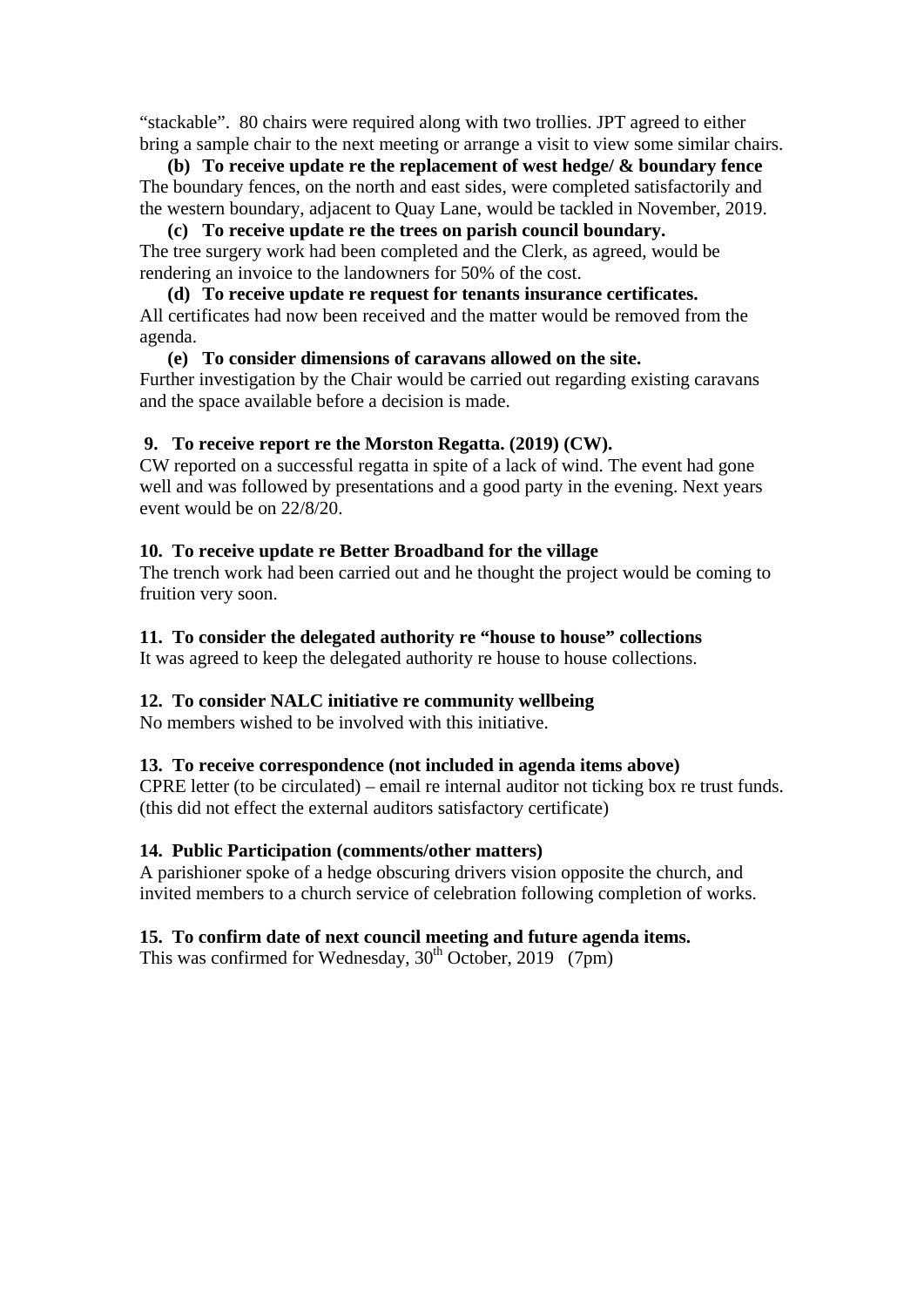"stackable". 80 chairs were required along with two trollies. JPT agreed to either bring a sample chair to the next meeting or arrange a visit to view some similar chairs.

**(b) To receive update re the replacement of west hedge/ & boundary fence**
The boundary fences, on the north and east sides, were completed satisfactorily and the western boundary, adjacent to Quay Lane, would be tackled in November, 2019.

**(c) To receive update re the trees on parish council boundary.**
The tree surgery work had been completed and the Clerk, as agreed, would be rendering an invoice to the landowners for 50% of the cost.

**(d) To receive update re request for tenants insurance certificates.**
All certificates had now been received and the matter would be removed from the agenda.

**(e) To consider dimensions of caravans allowed on the site.**
Further investigation by the Chair would be carried out regarding existing caravans and the space available before a decision is made.

**9. To receive report re the Morston Regatta. (2019) (CW).**
CW reported on a successful regatta in spite of a lack of wind. The event had gone well and was followed by presentations and a good party in the evening. Next years event would be on 22/8/20.

**10. To receive update re Better Broadband for the village**
The trench work had been carried out and he thought the project would be coming to fruition very soon.

**11. To consider the delegated authority re "house to house" collections**
It was agreed to keep the delegated authority re house to house collections.

**12. To consider NALC initiative re community wellbeing**
No members wished to be involved with this initiative.

**13. To receive correspondence (not included in agenda items above)**
CPRE letter (to be circulated) – email re internal auditor not ticking box re trust funds. (this did not effect the external auditors satisfactory certificate)

**14. Public Participation (comments/other matters)**
A parishioner spoke of a hedge obscuring drivers vision opposite the church, and invited members to a church service of celebration following completion of works.

**15. To confirm date of next council meeting and future agenda items.**
This was confirmed for Wednesday, 30th October, 2019 (7pm)